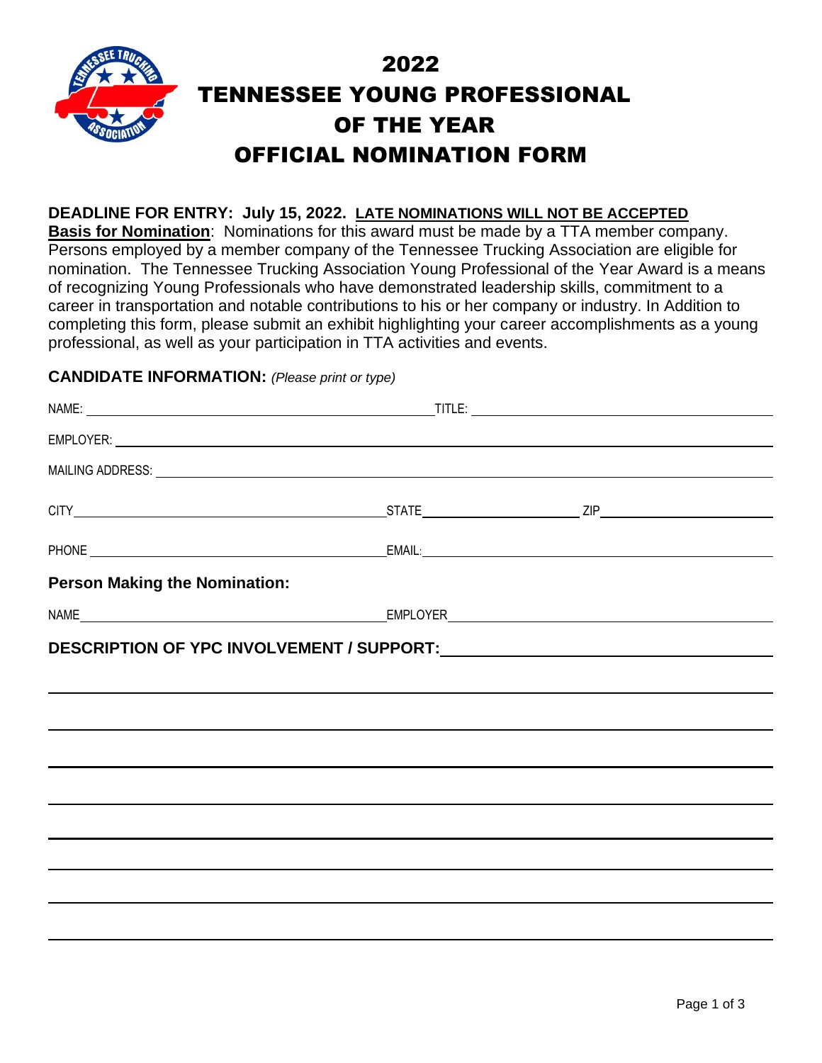# 2022
# TENNESSEE YOUNG PROFESSIONAL OF THE YEAR
# OFFICIAL NOMINATION FORM

**DEADLINE FOR ENTRY: July 15, 2022.** **LATE NOMINATIONS WILL NOT BE ACCEPTED**

**Basis for Nomination**: Nominations for this award must be made by a TTA member company. Persons employed by a member company of the Tennessee Trucking Association are eligible for nomination. The Tennessee Trucking Association Young Professional of the Year Award is a means of recognizing Young Professionals who have demonstrated leadership skills, commitment to a career in transportation and notable contributions to his or her company or industry. In Addition to completing this form, please submit an exhibit highlighting your career accomplishments as a young professional, as well as your participation in TTA activities and events.

**CANDIDATE INFORMATION:** *(Please print or type)*

NAME: ______________________ TITLE: ______________________

EMPLOYER: ______________________________________________

MAILING ADDRESS: ________________________________________

CITY ______________________ STATE __________ ZIP __________

PHONE ______________________ EMAIL: ______________________

**Person Making the Nomination:**

NAME ______________________ EMPLOYER ______________________

**DESCRIPTION OF YPC INVOLVEMENT / SUPPORT:** ______________________

______________________________________________

______________________________________________

______________________________________________

______________________________________________

______________________________________________

______________________________________________

______________________________________________

______________________________________________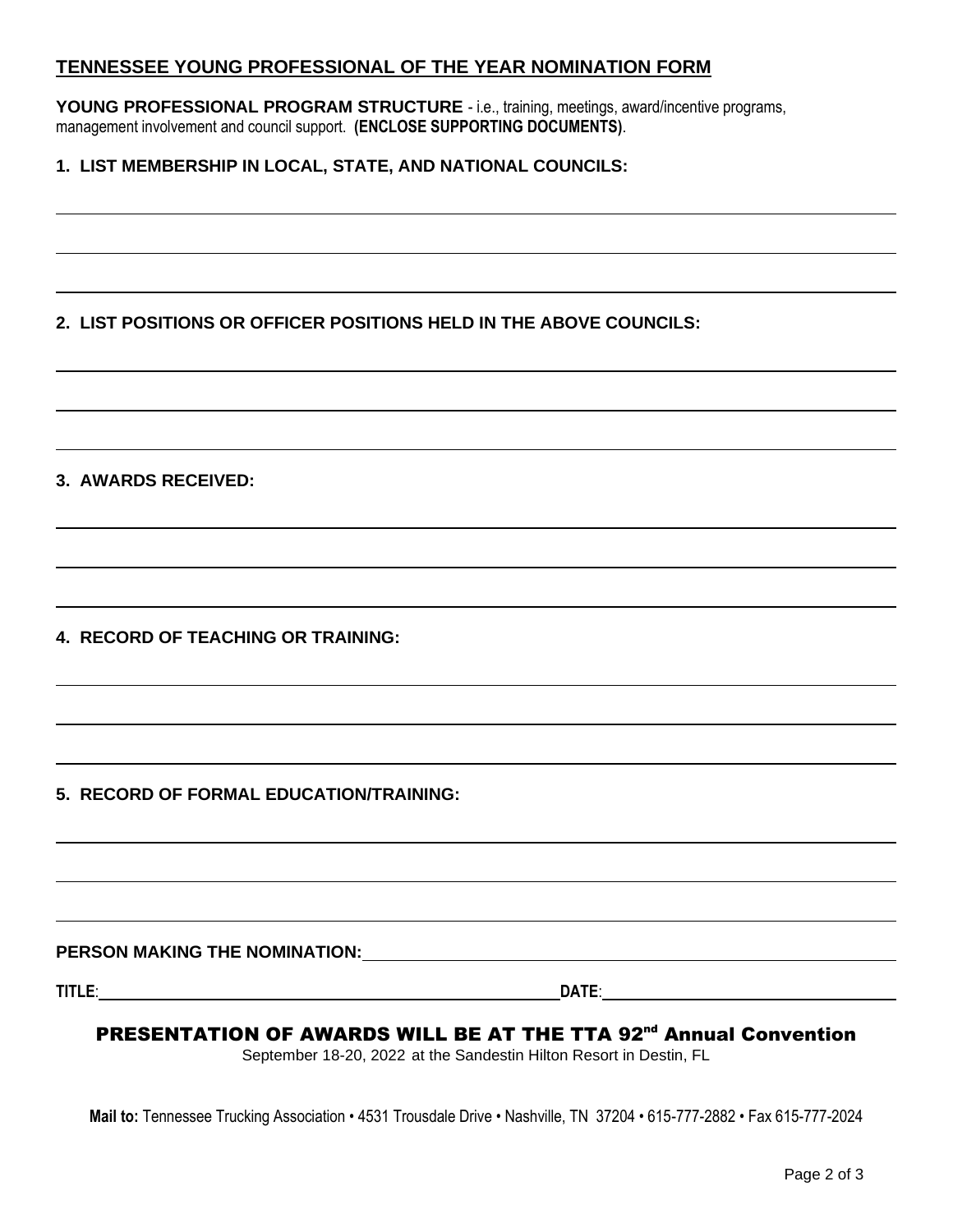## TENNESSEE YOUNG PROFESSIONAL OF THE YEAR NOMINATION FORM

**YOUNG PROFESSIONAL PROGRAM STRUCTURE** - i.e., training, meetings, award/incentive programs, management involvement and council support. **(ENCLOSE SUPPORTING DOCUMENTS)**.

**1. LIST MEMBERSHIP IN LOCAL, STATE, AND NATIONAL COUNCILS:**

______________________________________________________________________

______________________________________________________________________

______________________________________________________________________

**2. LIST POSITIONS OR OFFICER POSITIONS HELD IN THE ABOVE COUNCILS:**

______________________________________________________________________

______________________________________________________________________

______________________________________________________________________

**3. AWARDS RECEIVED:**

______________________________________________________________________

______________________________________________________________________

______________________________________________________________________

**4. RECORD OF TEACHING OR TRAINING:**

______________________________________________________________________

______________________________________________________________________

______________________________________________________________________

**5. RECORD OF FORMAL EDUCATION/TRAINING:**

______________________________________________________________________

______________________________________________________________________

______________________________________________________________________

**PERSON MAKING THE NOMINATION:** ______________________________________

**TITLE**: ______________________________ **DATE**: ______________________

**PRESENTATION OF AWARDS WILL BE AT THE TTA 92nd Annual Convention**

September 18-20, 2022 at the Sandestin Hilton Resort in Destin, FL

**Mail to:** Tennessee Trucking Association • 4531 Trousdale Drive • Nashville, TN 37204 • 615-777-2882 • Fax 615-777-2024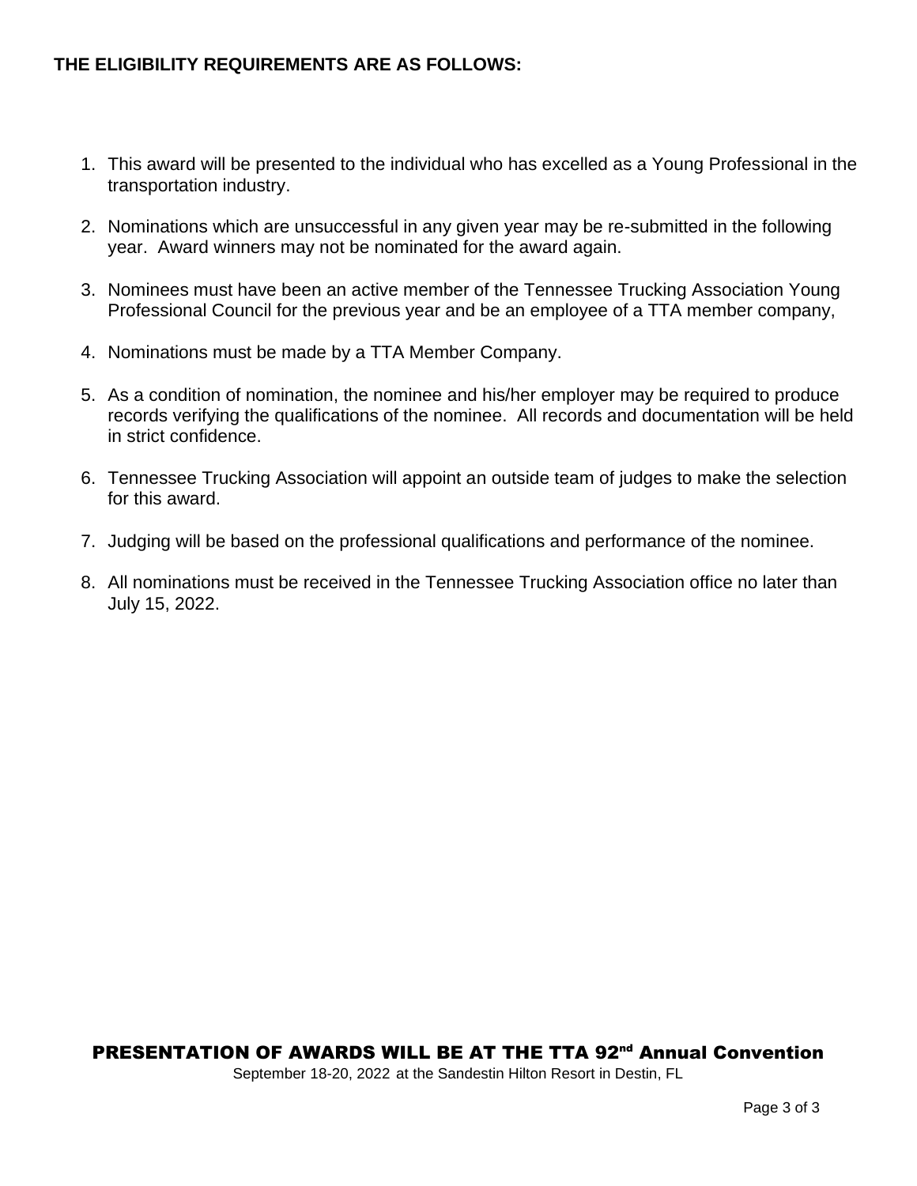**THE ELIGIBILITY REQUIREMENTS ARE AS FOLLOWS:**

1. This award will be presented to the individual who has excelled as a Young Professional in the transportation industry.

2. Nominations which are unsuccessful in any given year may be re-submitted in the following year. Award winners may not be nominated for the award again.

3. Nominees must have been an active member of the Tennessee Trucking Association Young Professional Council for the previous year and be an employee of a TTA member company,

4. Nominations must be made by a TTA Member Company.

5. As a condition of nomination, the nominee and his/her employer may be required to produce records verifying the qualifications of the nominee. All records and documentation will be held in strict confidence.

6. Tennessee Trucking Association will appoint an outside team of judges to make the selection for this award.

7. Judging will be based on the professional qualifications and performance of the nominee.

8. All nominations must be received in the Tennessee Trucking Association office no later than July 15, 2022.

**PRESENTATION OF AWARDS WILL BE AT THE TTA 92nd Annual Convention**

September 18-20, 2022 at the Sandestin Hilton Resort in Destin, FL